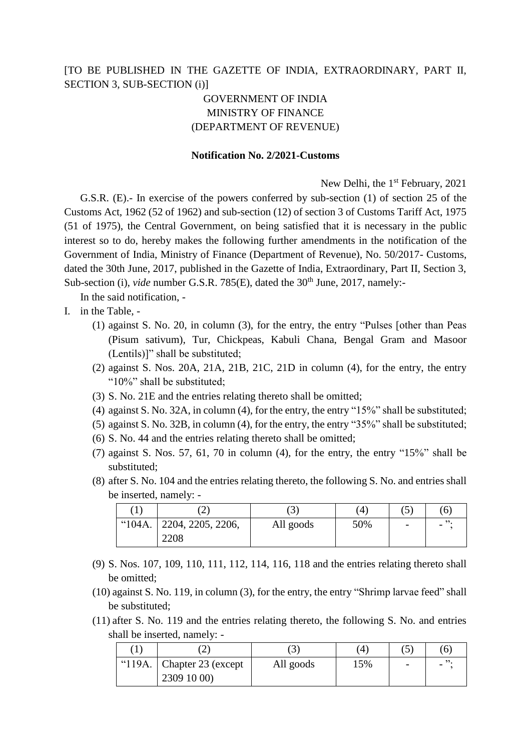[TO BE PUBLISHED IN THE GAZETTE OF INDIA, EXTRAORDINARY, PART II, SECTION 3, SUB-SECTION (i)]

GOVERNMENT OF INDIA
MINISTRY OF FINANCE
(DEPARTMENT OF REVENUE)

**Notification No. 2/2021-Customs**

New Delhi, the 1st February, 2021

G.S.R. (E).- In exercise of the powers conferred by sub-section (1) of section 25 of the Customs Act, 1962 (52 of 1962) and sub-section (12) of section 3 of Customs Tariff Act, 1975 (51 of 1975), the Central Government, on being satisfied that it is necessary in the public interest so to do, hereby makes the following further amendments in the notification of the Government of India, Ministry of Finance (Department of Revenue), No. 50/2017- Customs, dated the 30th June, 2017, published in the Gazette of India, Extraordinary, Part II, Section 3, Sub-section (i), *vide* number G.S.R. 785(E), dated the 30th June, 2017, namely:-

In the said notification, -

I. in the Table, -

(1) against S. No. 20, in column (3), for the entry, the entry "Pulses [other than Peas (Pisum sativum), Tur, Chickpeas, Kabuli Chana, Bengal Gram and Masoor (Lentils)]" shall be substituted;

(2) against S. Nos. 20A, 21A, 21B, 21C, 21D in column (4), for the entry, the entry "10%" shall be substituted;

(3) S. No. 21E and the entries relating thereto shall be omitted;

(4) against S. No. 32A, in column (4), for the entry, the entry "15%" shall be substituted;

(5) against S. No. 32B, in column (4), for the entry, the entry "35%" shall be substituted;

(6) S. No. 44 and the entries relating thereto shall be omitted;

(7) against S. Nos. 57, 61, 70 in column (4), for the entry, the entry "15%" shall be substituted;

(8) after S. No. 104 and the entries relating thereto, the following S. No. and entries shall be inserted, namely: -

| (1) | (2) | (3) | (4) | (5) | (6) |
|---|---|---|---|---|---|
| "104A. | 2204, 2205, 2206, 2208 | All goods | 50% | - | - "; |

(9) S. Nos. 107, 109, 110, 111, 112, 114, 116, 118 and the entries relating thereto shall be omitted;

(10) against S. No. 119, in column (3), for the entry, the entry "Shrimp larvae feed" shall be substituted;

(11) after S. No. 119 and the entries relating thereto, the following S. No. and entries shall be inserted, namely: -

| (1) | (2) | (3) | (4) | (5) | (6) |
|---|---|---|---|---|---|
| "119A. | Chapter 23 (except 2309 10 00) | All goods | 15% | - | - "; |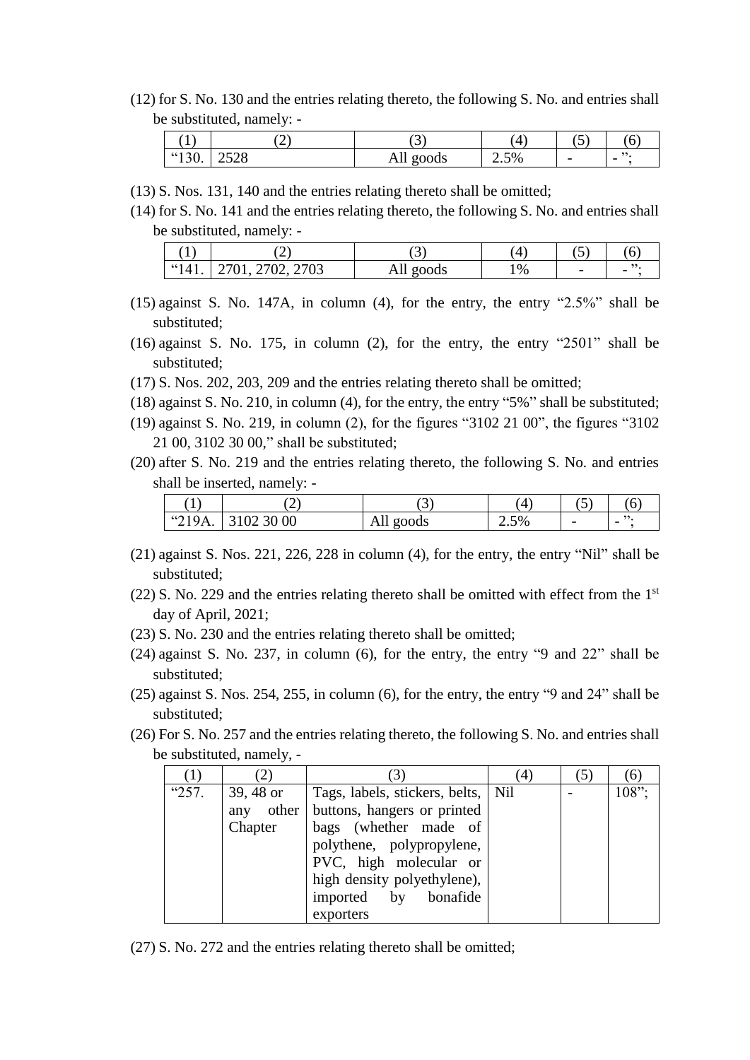(12) for S. No. 130 and the entries relating thereto, the following S. No. and entries shall be substituted, namely: -

| (1) | (2) | (3) | (4) | (5) | (6) |
|---|---|---|---|---|---|
| "130. | 2528 | All goods | 2.5% | - | - "; |

(13) S. Nos. 131, 140 and the entries relating thereto shall be omitted;

(14) for S. No. 141 and the entries relating thereto, the following S. No. and entries shall be substituted, namely: -

| (1) | (2) | (3) | (4) | (5) | (6) |
|---|---|---|---|---|---|
| "141. | 2701, 2702, 2703 | All goods | 1% | - | - "; |

(15) against S. No. 147A, in column (4), for the entry, the entry "2.5%" shall be substituted;

(16) against S. No. 175, in column (2), for the entry, the entry "2501" shall be substituted;

(17) S. Nos. 202, 203, 209 and the entries relating thereto shall be omitted;

(18) against S. No. 210, in column (4), for the entry, the entry "5%" shall be substituted;

(19) against S. No. 219, in column (2), for the figures "3102 21 00", the figures "3102 21 00, 3102 30 00," shall be substituted;

(20) after S. No. 219 and the entries relating thereto, the following S. No. and entries shall be inserted, namely: -

| (1) | (2) | (3) | (4) | (5) | (6) |
|---|---|---|---|---|---|
| "219A. | 3102 30 00 | All goods | 2.5% | - | - "; |

(21) against S. Nos. 221, 226, 228 in column (4), for the entry, the entry "Nil" shall be substituted;

(22) S. No. 229 and the entries relating thereto shall be omitted with effect from the 1st day of April, 2021;

(23) S. No. 230 and the entries relating thereto shall be omitted;

(24) against S. No. 237, in column (6), for the entry, the entry "9 and 22" shall be substituted;

(25) against S. Nos. 254, 255, in column (6), for the entry, the entry "9 and 24" shall be substituted;

(26) For S. No. 257 and the entries relating thereto, the following S. No. and entries shall be substituted, namely, -

| (1) | (2) | (3) | (4) | (5) | (6) |
|---|---|---|---|---|---|
| "257. | 39, 48 or any other Chapter | Tags, labels, stickers, belts, buttons, hangers or printed bags (whether made of polythene, polypropylene, PVC, high molecular or high density polyethylene), imported by bonafide exporters | Nil | - | 108"; |

(27) S. No. 272 and the entries relating thereto shall be omitted;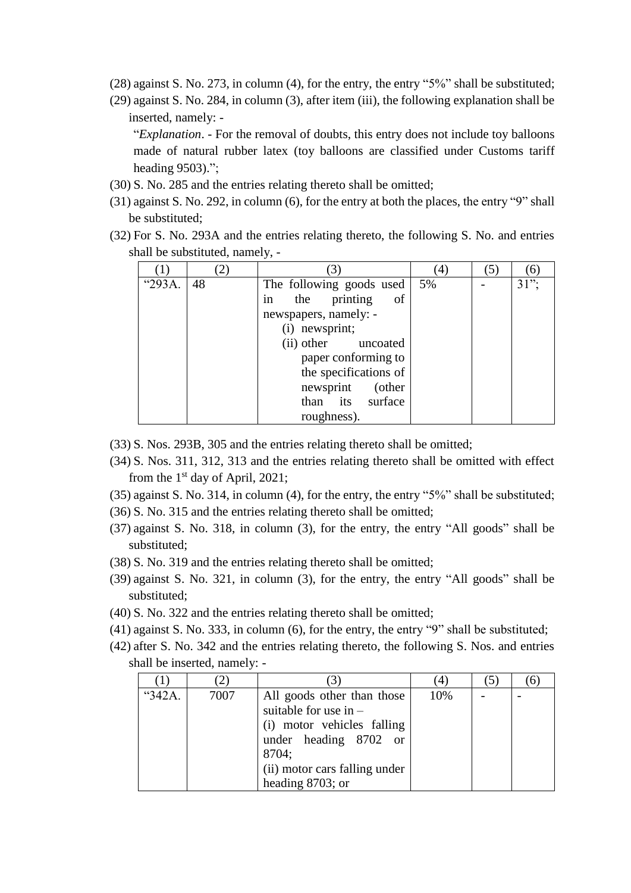(28) against S. No. 273, in column (4), for the entry, the entry "5%" shall be substituted;

(29) against S. No. 284, in column (3), after item (iii), the following explanation shall be inserted, namely: -

"*Explanation*. - For the removal of doubts, this entry does not include toy balloons made of natural rubber latex (toy balloons are classified under Customs tariff heading 9503).";

(30) S. No. 285 and the entries relating thereto shall be omitted;

(31) against S. No. 292, in column (6), for the entry at both the places, the entry "9" shall be substituted;

(32) For S. No. 293A and the entries relating thereto, the following S. No. and entries shall be substituted, namely, -

| (1) | (2) | (3) | (4) | (5) | (6) |
|---|---|---|---|---|---|
| "293A. | 48 | The following goods used in the printing of newspapers, namely: - (i) newsprint; (ii) other uncoated paper conforming to the specifications of newsprint (other than its surface roughness). | 5% | - | 31"; |

(33) S. Nos. 293B, 305 and the entries relating thereto shall be omitted;

(34) S. Nos. 311, 312, 313 and the entries relating thereto shall be omitted with effect from the 1st day of April, 2021;

(35) against S. No. 314, in column (4), for the entry, the entry "5%" shall be substituted;

(36) S. No. 315 and the entries relating thereto shall be omitted;

(37) against S. No. 318, in column (3), for the entry, the entry "All goods" shall be substituted;

(38) S. No. 319 and the entries relating thereto shall be omitted;

(39) against S. No. 321, in column (3), for the entry, the entry "All goods" shall be substituted;

(40) S. No. 322 and the entries relating thereto shall be omitted;

(41) against S. No. 333, in column (6), for the entry, the entry "9" shall be substituted;

(42) after S. No. 342 and the entries relating thereto, the following S. Nos. and entries shall be inserted, namely: -

| (1) | (2) | (3) | (4) | (5) | (6) |
|---|---|---|---|---|---|
| "342A. | 7007 | All goods other than those suitable for use in – (i) motor vehicles falling under heading 8702 or 8704; (ii) motor cars falling under heading 8703; or | 10% | - | - |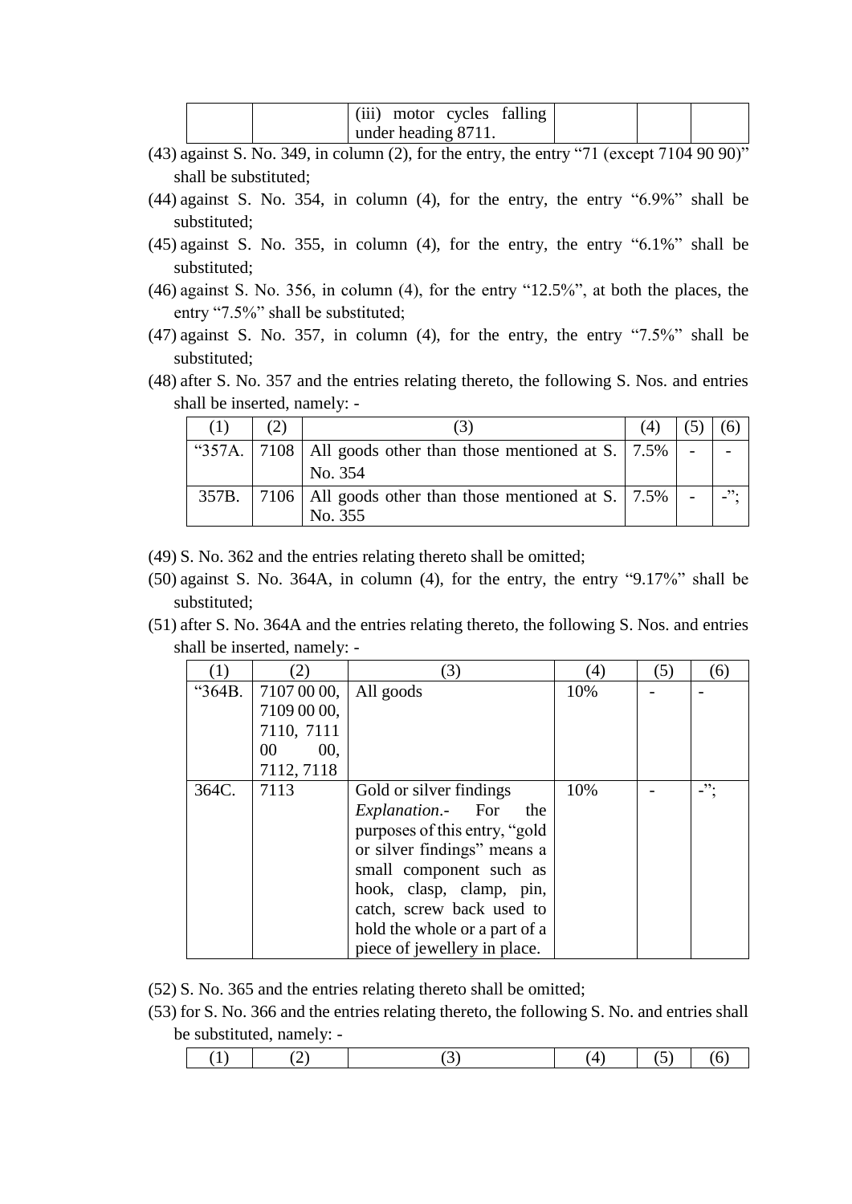| | | (iii) motor cycles falling under heading 8711. | | | |
|---|---|---|---|---|---|

(43) against S. No. 349, in column (2), for the entry, the entry "71 (except 7104 90 90)" shall be substituted;

(44) against S. No. 354, in column (4), for the entry, the entry "6.9%" shall be substituted;

(45) against S. No. 355, in column (4), for the entry, the entry "6.1%" shall be substituted;

(46) against S. No. 356, in column (4), for the entry "12.5%", at both the places, the entry "7.5%" shall be substituted;

(47) against S. No. 357, in column (4), for the entry, the entry "7.5%" shall be substituted;

(48) after S. No. 357 and the entries relating thereto, the following S. Nos. and entries shall be inserted, namely: -

| (1) | (2) | (3) | (4) | (5) | (6) |
|---|---|---|---|---|---|
| "357A. | 7108 | All goods other than those mentioned at S. No. 354 | 7.5% | - | - |
| 357B. | 7106 | All goods other than those mentioned at S. No. 355 | 7.5% | - | -"; |

(49) S. No. 362 and the entries relating thereto shall be omitted;

(50) against S. No. 364A, in column (4), for the entry, the entry "9.17%" shall be substituted;

(51) after S. No. 364A and the entries relating thereto, the following S. Nos. and entries shall be inserted, namely: -

| (1) | (2) | (3) | (4) | (5) | (6) |
|---|---|---|---|---|---|
| "364B. | 7107 00 00, 7109 00 00, 7110, 7111 00 00, 7112, 7118 | All goods | 10% | - | - |
| 364C. | 7113 | Gold or silver findings *Explanation*.- For the purposes of this entry, "gold or silver findings" means a small component such as hook, clasp, clamp, pin, catch, screw back used to hold the whole or a part of a piece of jewellery in place. | 10% | - | -"; |

(52) S. No. 365 and the entries relating thereto shall be omitted;

(53) for S. No. 366 and the entries relating thereto, the following S. No. and entries shall be substituted, namely: -

| (1) | (2) | (3) | (4) | (5) | (6) |
|---|---|---|---|---|---|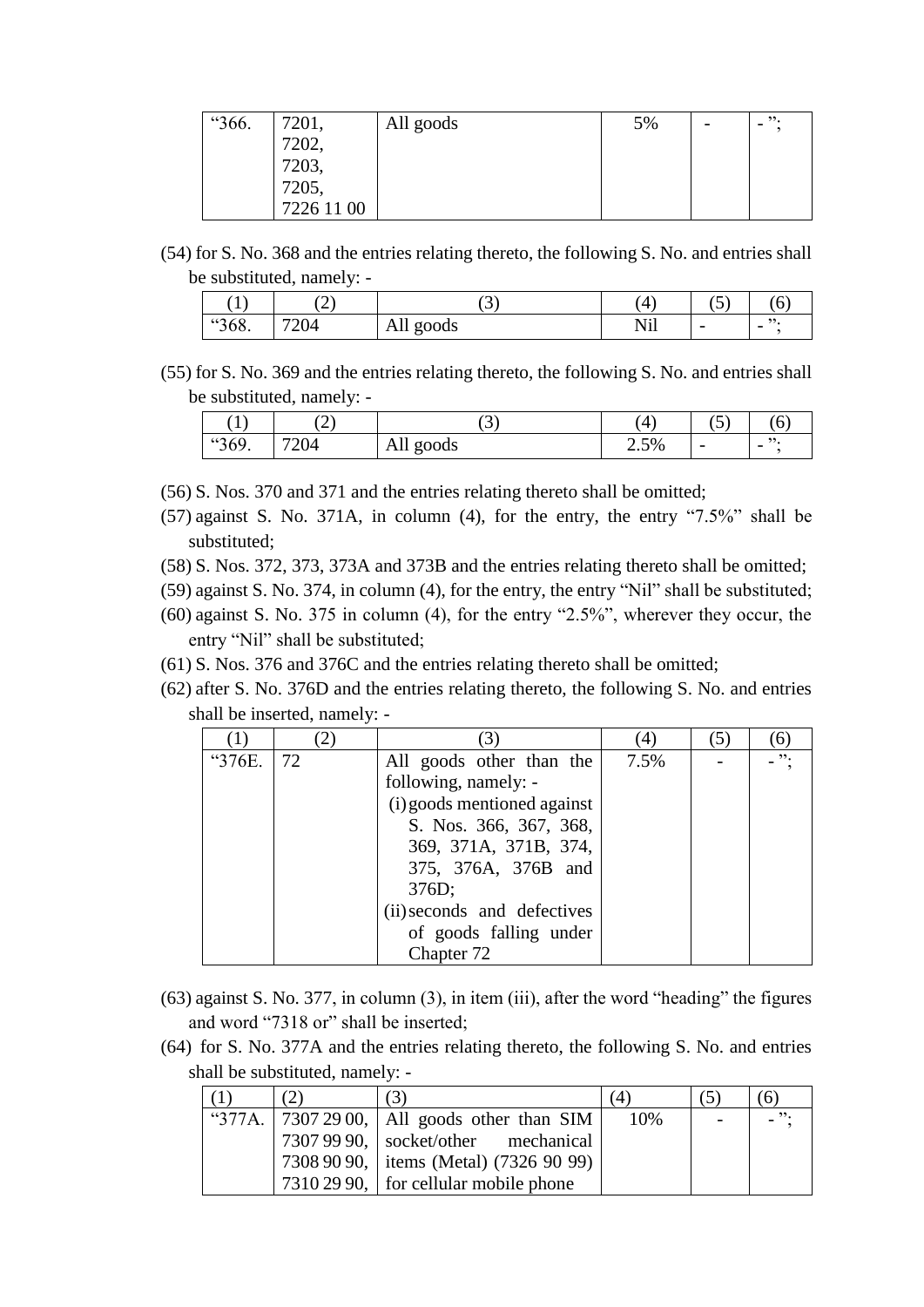| "366. | 7201, 7202, 7203, 7205, 7226 11 00 | All goods | 5% | - | - "; |
|---|---|---|---|---|---|

(54) for S. No. 368 and the entries relating thereto, the following S. No. and entries shall be substituted, namely: -

| (1) | (2) | (3) | (4) | (5) | (6) |
|---|---|---|---|---|---|
| "368. | 7204 | All goods | Nil | - | - "; |

(55) for S. No. 369 and the entries relating thereto, the following S. No. and entries shall be substituted, namely: -

| (1) | (2) | (3) | (4) | (5) | (6) |
|---|---|---|---|---|---|
| "369. | 7204 | All goods | 2.5% | - | - "; |

(56) S. Nos. 370 and 371 and the entries relating thereto shall be omitted;

(57) against S. No. 371A, in column (4), for the entry, the entry "7.5%" shall be substituted;

(58) S. Nos. 372, 373, 373A and 373B and the entries relating thereto shall be omitted;

(59) against S. No. 374, in column (4), for the entry, the entry "Nil" shall be substituted;

(60) against S. No. 375 in column (4), for the entry "2.5%", wherever they occur, the entry "Nil" shall be substituted;

(61) S. Nos. 376 and 376C and the entries relating thereto shall be omitted;

(62) after S. No. 376D and the entries relating thereto, the following S. No. and entries shall be inserted, namely: -

| (1) | (2) | (3) | (4) | (5) | (6) |
|---|---|---|---|---|---|
| "376E. | 72 | All goods other than the following, namely: - (i) goods mentioned against S. Nos. 366, 367, 368, 369, 371A, 371B, 374, 375, 376A, 376B and 376D; (ii) seconds and defectives of goods falling under Chapter 72 | 7.5% | - | - "; |

(63) against S. No. 377, in column (3), in item (iii), after the word "heading" the figures and word "7318 or" shall be inserted;

(64) for S. No. 377A and the entries relating thereto, the following S. No. and entries shall be substituted, namely: -

| (1) | (2) | (3) | (4) | (5) | (6) |
|---|---|---|---|---|---|
| "377A. | 7307 29 00, 7307 99 90, 7308 90 90, 7310 29 90, | All goods other than SIM socket/other mechanical items (Metal) (7326 90 99) for cellular mobile phone | 10% | - | - "; |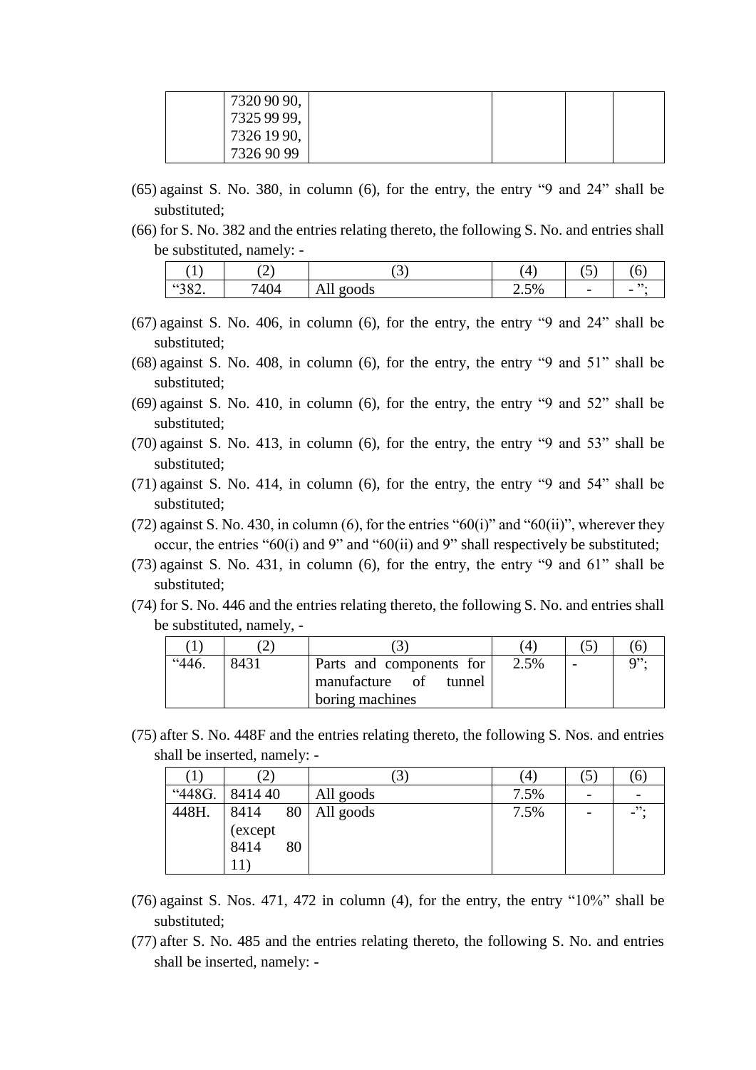|  | 7320 90 90, 7325 99 99, 7326 19 90, 7326 90 99 |  |  |  |  |
|---|---|---|---|---|---|

(65) against S. No. 380, in column (6), for the entry, the entry "9 and 24" shall be substituted;

(66) for S. No. 382 and the entries relating thereto, the following S. No. and entries shall be substituted, namely: -

| (1) | (2) | (3) | (4) | (5) | (6) |
|---|---|---|---|---|---|
| "382. | 7404 | All goods | 2.5% | - | - "; |

(67) against S. No. 406, in column (6), for the entry, the entry "9 and 24" shall be substituted;

(68) against S. No. 408, in column (6), for the entry, the entry "9 and 51" shall be substituted;

(69) against S. No. 410, in column (6), for the entry, the entry "9 and 52" shall be substituted;

(70) against S. No. 413, in column (6), for the entry, the entry "9 and 53" shall be substituted;

(71) against S. No. 414, in column (6), for the entry, the entry "9 and 54" shall be substituted;

(72) against S. No. 430, in column (6), for the entries "60(i)" and "60(ii)", wherever they occur, the entries "60(i) and 9" and "60(ii) and 9" shall respectively be substituted;

(73) against S. No. 431, in column (6), for the entry, the entry "9 and 61" shall be substituted;

(74) for S. No. 446 and the entries relating thereto, the following S. No. and entries shall be substituted, namely, -

| (1) | (2) | (3) | (4) | (5) | (6) |
|---|---|---|---|---|---|
| "446. | 8431 | Parts and components for manufacture of tunnel boring machines | 2.5% | - | 9"; |

(75) after S. No. 448F and the entries relating thereto, the following S. Nos. and entries shall be inserted, namely: -

| (1) | (2) | (3) | (4) | (5) | (6) |
|---|---|---|---|---|---|
| "448G. | 8414 40 | All goods | 7.5% | - | - |
| 448H. | 8414 80 (except 8414 80 11) | All goods | 7.5% | - | -"; |

(76) against S. Nos. 471, 472 in column (4), for the entry, the entry "10%" shall be substituted;

(77) after S. No. 485 and the entries relating thereto, the following S. No. and entries shall be inserted, namely: -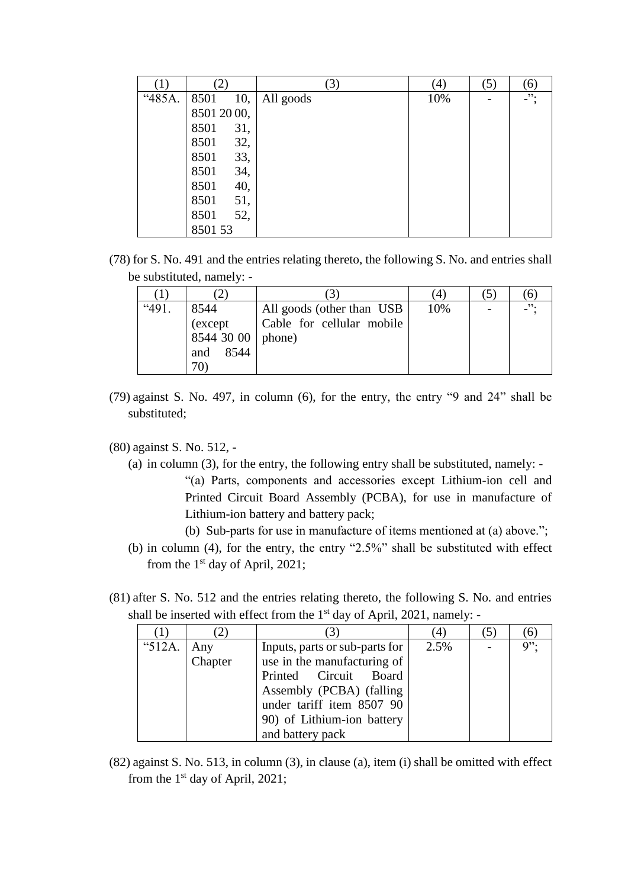| (1) | (2) | (3) | (4) | (5) | (6) |
|---|---|---|---|---|---|
| "485A. | 8501 10, 8501 20 00, 8501 31, 8501 32, 8501 33, 8501 34, 8501 40, 8501 51, 8501 52, 8501 53 | All goods | 10% | - | -"; |

(78) for S. No. 491 and the entries relating thereto, the following S. No. and entries shall be substituted, namely: -

| (1) | (2) | (3) | (4) | (5) | (6) |
|---|---|---|---|---|---|
| "491. | 8544 (except 8544 30 00 and 8544 70) | All goods (other than USB Cable for cellular mobile phone) | 10% | - | -"; |

(79) against S. No. 497, in column (6), for the entry, the entry "9 and 24" shall be substituted;

(80) against S. No. 512, -

(a) in column (3), for the entry, the following entry shall be substituted, namely: -

"(a) Parts, components and accessories except Lithium-ion cell and Printed Circuit Board Assembly (PCBA), for use in manufacture of Lithium-ion battery and battery pack;

(b) Sub-parts for use in manufacture of items mentioned at (a) above.";

(b) in column (4), for the entry, the entry "2.5%" shall be substituted with effect from the 1st day of April, 2021;

(81) after S. No. 512 and the entries relating thereto, the following S. No. and entries shall be inserted with effect from the 1st day of April, 2021, namely: -

| (1) | (2) | (3) | (4) | (5) | (6) |
|---|---|---|---|---|---|
| "512A. | Any Chapter | Inputs, parts or sub-parts for use in the manufacturing of Printed Circuit Board Assembly (PCBA) (falling under tariff item 8507 90 90) of Lithium-ion battery and battery pack | 2.5% | - | 9"; |

(82) against S. No. 513, in column (3), in clause (a), item (i) shall be omitted with effect from the 1st day of April, 2021;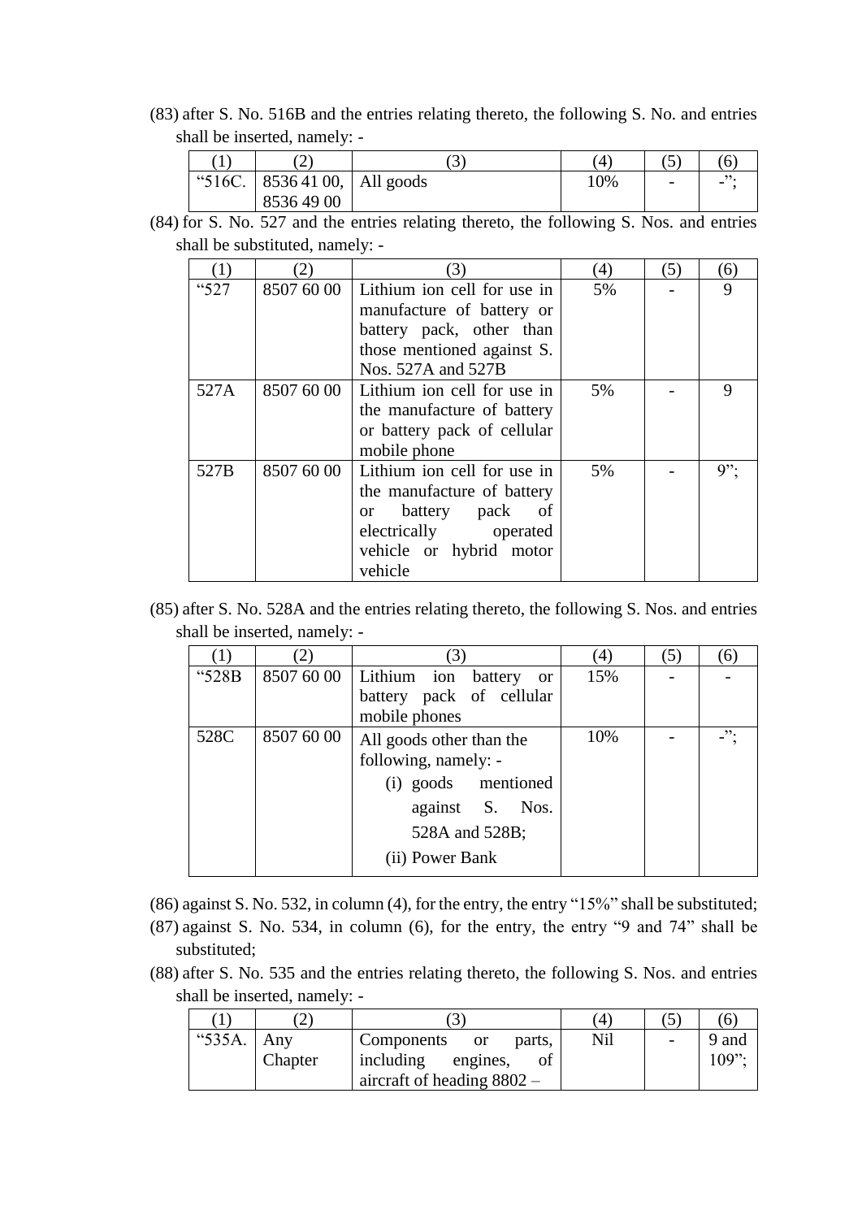(83) after S. No. 516B and the entries relating thereto, the following S. No. and entries shall be inserted, namely: -

| (1) | (2) | (3) | (4) | (5) | (6) |
|---|---|---|---|---|---|
| "516C. | 8536 41 00, 8536 49 00 | All goods | 10% | - | -"; |

(84) for S. No. 527 and the entries relating thereto, the following S. Nos. and entries shall be substituted, namely: -

| (1) | (2) | (3) | (4) | (5) | (6) |
|---|---|---|---|---|---|
| "527 | 8507 60 00 | Lithium ion cell for use in manufacture of battery or battery pack, other than those mentioned against S. Nos. 527A and 527B | 5% | - | 9 |
| 527A | 8507 60 00 | Lithium ion cell for use in the manufacture of battery or battery pack of cellular mobile phone | 5% | - | 9 |
| 527B | 8507 60 00 | Lithium ion cell for use in the manufacture of battery or battery pack of electrically operated vehicle or hybrid motor vehicle | 5% | - | 9"; |

(85) after S. No. 528A and the entries relating thereto, the following S. Nos. and entries shall be inserted, namely: -

| (1) | (2) | (3) | (4) | (5) | (6) |
|---|---|---|---|---|---|
| "528B | 8507 60 00 | Lithium ion battery or battery pack of cellular mobile phones | 15% | - | - |
| 528C | 8507 60 00 | All goods other than the following, namely: - (i) goods mentioned against S. Nos. 528A and 528B; (ii) Power Bank | 10% | - | -"; |

(86) against S. No. 532, in column (4), for the entry, the entry "15%" shall be substituted;

(87) against S. No. 534, in column (6), for the entry, the entry "9 and 74" shall be substituted;

(88) after S. No. 535 and the entries relating thereto, the following S. Nos. and entries shall be inserted, namely: -

| (1) | (2) | (3) | (4) | (5) | (6) |
|---|---|---|---|---|---|
| "535A. | Any Chapter | Components or parts, including engines, of aircraft of heading 8802 – | Nil | - | 9 and 109"; |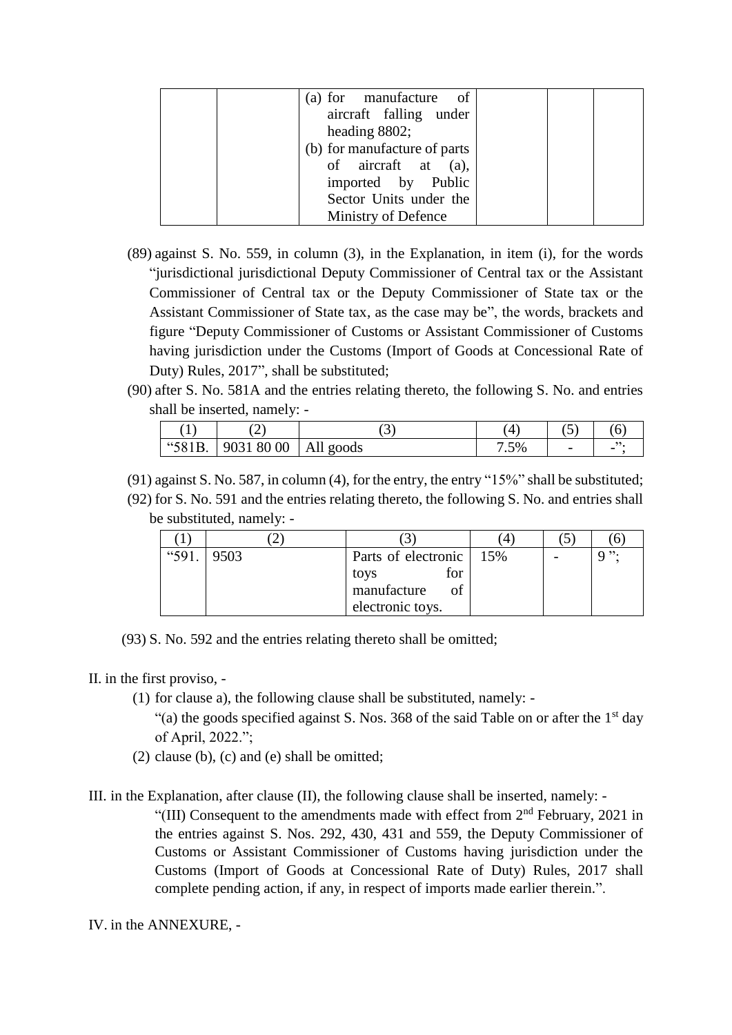| | | (a) for manufacture of aircraft falling under heading 8802; (b) for manufacture of parts of aircraft at (a), imported by Public Sector Units under the Ministry of Defence | | | |
|---|---|---|---|---|---|

(89) against S. No. 559, in column (3), in the Explanation, in item (i), for the words "jurisdictional jurisdictional Deputy Commissioner of Central tax or the Assistant Commissioner of Central tax or the Deputy Commissioner of State tax or the Assistant Commissioner of State tax, as the case may be", the words, brackets and figure "Deputy Commissioner of Customs or Assistant Commissioner of Customs having jurisdiction under the Customs (Import of Goods at Concessional Rate of Duty) Rules, 2017", shall be substituted;

(90) after S. No. 581A and the entries relating thereto, the following S. No. and entries shall be inserted, namely: -

| (1) | (2) | (3) | (4) | (5) | (6) |
|---|---|---|---|---|---|
| "581B. | 9031 80 00 | All goods | 7.5% | - | -"; |

(91) against S. No. 587, in column (4), for the entry, the entry "15%" shall be substituted;

(92) for S. No. 591 and the entries relating thereto, the following S. No. and entries shall be substituted, namely: -

| (1) | (2) | (3) | (4) | (5) | (6) |
|---|---|---|---|---|---|
| "591. | 9503 | Parts of electronic toys for manufacture of electronic toys. | 15% | - | 9 "; |

(93) S. No. 592 and the entries relating thereto shall be omitted;

II. in the first proviso, -

(1) for clause a), the following clause shall be substituted, namely: -

"(a) the goods specified against S. Nos. 368 of the said Table on or after the 1st day of April, 2022.";

(2) clause (b), (c) and (e) shall be omitted;

III. in the Explanation, after clause (II), the following clause shall be inserted, namely: -

"(III) Consequent to the amendments made with effect from 2nd February, 2021 in the entries against S. Nos. 292, 430, 431 and 559, the Deputy Commissioner of Customs or Assistant Commissioner of Customs having jurisdiction under the Customs (Import of Goods at Concessional Rate of Duty) Rules, 2017 shall complete pending action, if any, in respect of imports made earlier therein.".

IV. in the ANNEXURE, -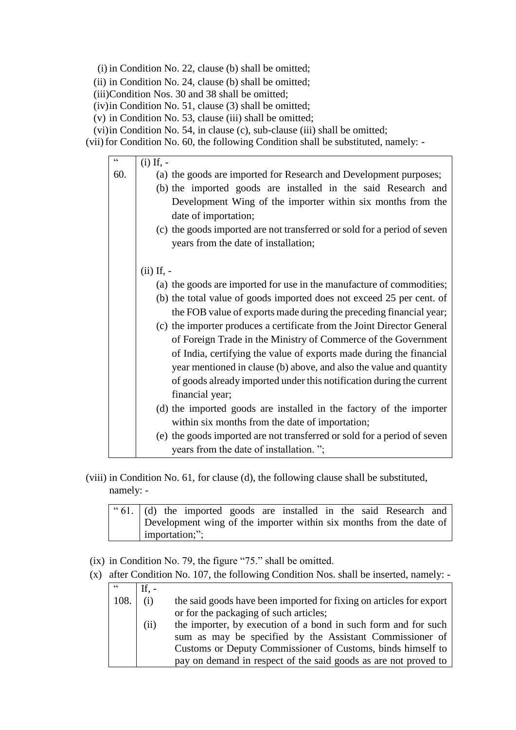(i) in Condition No. 22, clause (b) shall be omitted;

(ii) in Condition No. 24, clause (b) shall be omitted;

(iii) Condition Nos. 30 and 38 shall be omitted;

(iv) in Condition No. 51, clause (3) shall be omitted;

(v) in Condition No. 53, clause (iii) shall be omitted;

(vi) in Condition No. 54, in clause (c), sub-clause (iii) shall be omitted;

(vii) for Condition No. 60, the following Condition shall be substituted, namely: -

| "<br>60. | (i) If, -<br>(a) the goods are imported for Research and Development purposes;<br>(b) the imported goods are installed in the said Research and Development Wing of the importer within six months from the date of importation;<br>(c) the goods imported are not transferred or sold for a period of seven years from the date of installation;<br><br>(ii) If, -<br>(a) the goods are imported for use in the manufacture of commodities;<br>(b) the total value of goods imported does not exceed 25 per cent. of the FOB value of exports made during the preceding financial year;<br>(c) the importer produces a certificate from the Joint Director General of Foreign Trade in the Ministry of Commerce of the Government of India, certifying the value of exports made during the financial year mentioned in clause (b) above, and also the value and quantity of goods already imported under this notification during the current financial year;<br>(d) the imported goods are installed in the factory of the importer within six months from the date of importation;<br>(e) the goods imported are not transferred or sold for a period of seven years from the date of installation. "; |
|---|---|

(viii) in Condition No. 61, for clause (d), the following clause shall be substituted, namely: -

| " 61. | (d) the imported goods are installed in the said Research and Development wing of the importer within six months from the date of importation;"; |
|---|---|

(ix) in Condition No. 79, the figure "75." shall be omitted.

(x) after Condition No. 107, the following Condition Nos. shall be inserted, namely: -

| "<br>108. | If, -<br>(i) the said goods have been imported for fixing on articles for export or for the packaging of such articles;<br>(ii) the importer, by execution of a bond in such form and for such sum as may be specified by the Assistant Commissioner of Customs or Deputy Commissioner of Customs, binds himself to pay on demand in respect of the said goods as are not proved to |
|---|---|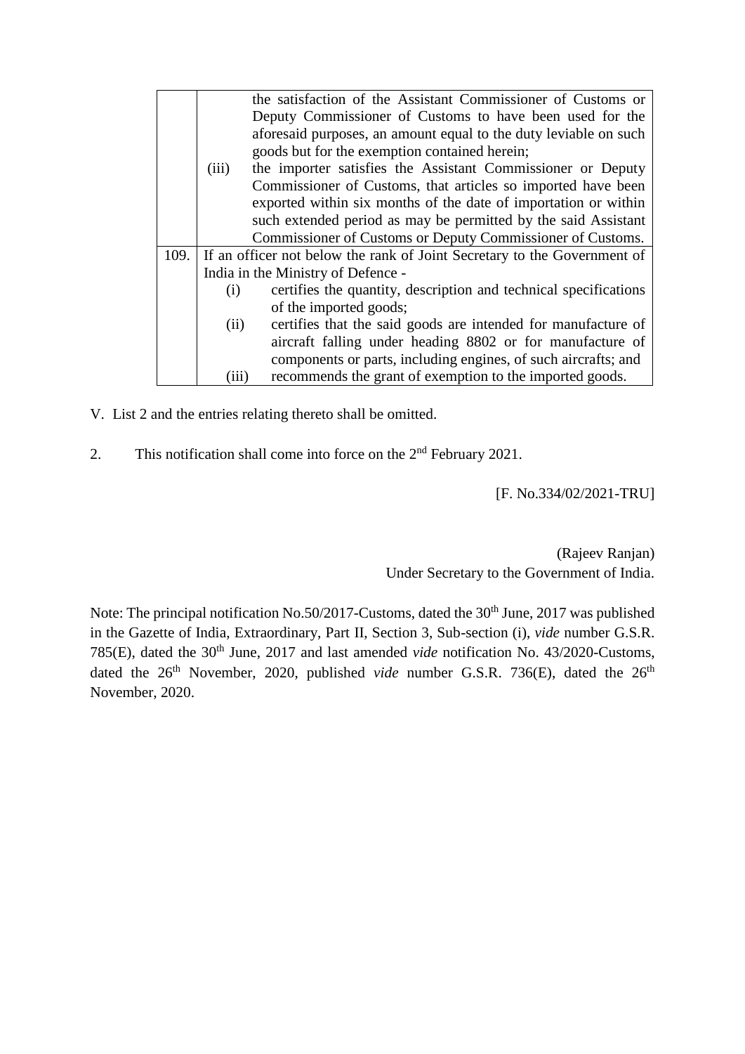| | |
|---|---|
| | the satisfaction of the Assistant Commissioner of Customs or Deputy Commissioner of Customs to have been used for the aforesaid purposes, an amount equal to the duty leviable on such goods but for the exemption contained herein;<br>(iii) the importer satisfies the Assistant Commissioner or Deputy Commissioner of Customs, that articles so imported have been exported within six months of the date of importation or within such extended period as may be permitted by the said Assistant Commissioner of Customs or Deputy Commissioner of Customs. |
| 109. | If an officer not below the rank of Joint Secretary to the Government of India in the Ministry of Defence -<br>(i) certifies the quantity, description and technical specifications of the imported goods;<br>(ii) certifies that the said goods are intended for manufacture of aircraft falling under heading 8802 or for manufacture of components or parts, including engines, of such aircrafts; and<br>(iii) recommends the grant of exemption to the imported goods. |

V. List 2 and the entries relating thereto shall be omitted.

2. This notification shall come into force on the 2nd February 2021.

[F. No.334/02/2021-TRU]

(Rajeev Ranjan)
Under Secretary to the Government of India.

Note: The principal notification No.50/2017-Customs, dated the 30th June, 2017 was published in the Gazette of India, Extraordinary, Part II, Section 3, Sub-section (i), *vide* number G.S.R. 785(E), dated the 30th June, 2017 and last amended *vide* notification No. 43/2020-Customs, dated the 26th November, 2020, published *vide* number G.S.R. 736(E), dated the 26th November, 2020.